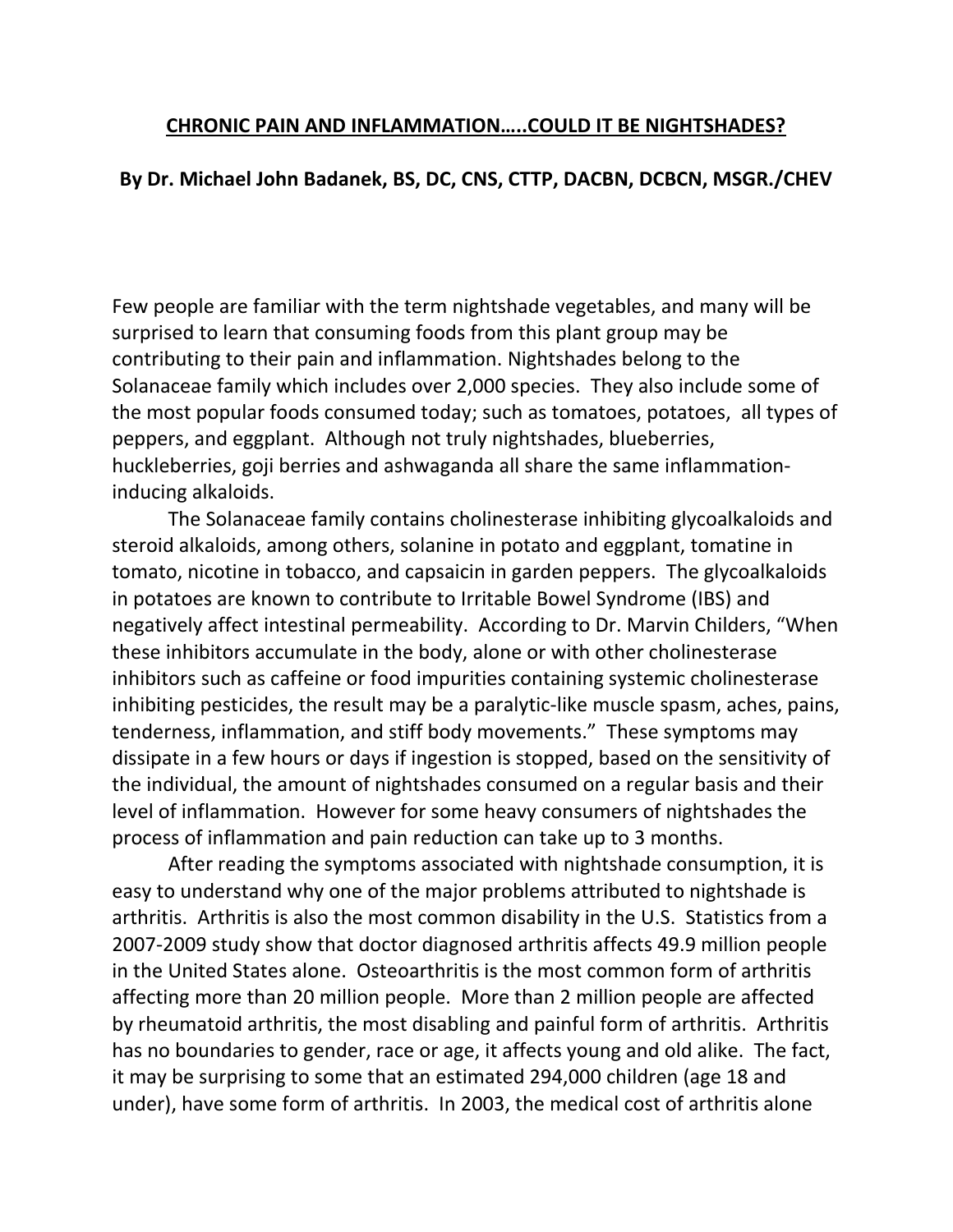# **CHRONIC PAIN AND INFLAMMATION…..COULD IT BE NIGHTSHADES?**

## **By Dr. Michael John Badanek, BS, DC, CNS, CTTP, DACBN, DCBCN, MSGR./CHEV**

Few people are familiar with the term nightshade vegetables, and many will be surprised to learn that consuming foods from this plant group may be contributing to their pain and inflammation. Nightshades belong to the Solanaceae family which includes over 2,000 species. They also include some of the most popular foods consumed today; such as tomatoes, potatoes, all types of peppers, and eggplant. Although not truly nightshades, blueberries, huckleberries, goji berries and ashwaganda all share the same inflammation-inducing alkaloids.

The Solanaceae family contains cholinesterase inhibiting glycoalkaloids and steroid alkaloids, among others, solanine in potato and eggplant, tomatine in tomato, nicotine in tobacco, and capsaicin in garden peppers. The glycoalkaloids in potatoes are known to contribute to Irritable Bowel Syndrome (IBS) and negatively affect intestinal permeability. According to Dr. Marvin Childers, "When these inhibitors accumulate in the body, alone or with other cholinesterase inhibitors such as caffeine or food impurities containing systemic cholinesterase inhibiting pesticides, the result may be a paralytic-like muscle spasm, aches, pains, tenderness, inflammation, and stiff body movements." These symptoms may dissipate in a few hours or days if ingestion is stopped, based on the sensitivity of the individual, the amount of nightshades consumed on a regular basis and their level of inflammation. However for some heavy consumers of nightshades the process of inflammation and pain reduction can take up to 3 months.

After reading the symptoms associated with nightshade consumption, it is easy to understand why one of the major problems attributed to nightshade is arthritis. Arthritis is also the most common disability in the U.S. Statistics from a 2007-2009 study show that doctor diagnosed arthritis affects 49.9 million people in the United States alone. Osteoarthritis is the most common form of arthritis affecting more than 20 million people. More than 2 million people are affected by rheumatoid arthritis, the most disabling and painful form of arthritis. Arthritis has no boundaries to gender, race or age, it affects young and old alike. The fact, it may be surprising to some that an estimated 294,000 children (age 18 and under), have some form of arthritis. In 2003, the medical cost of arthritis alone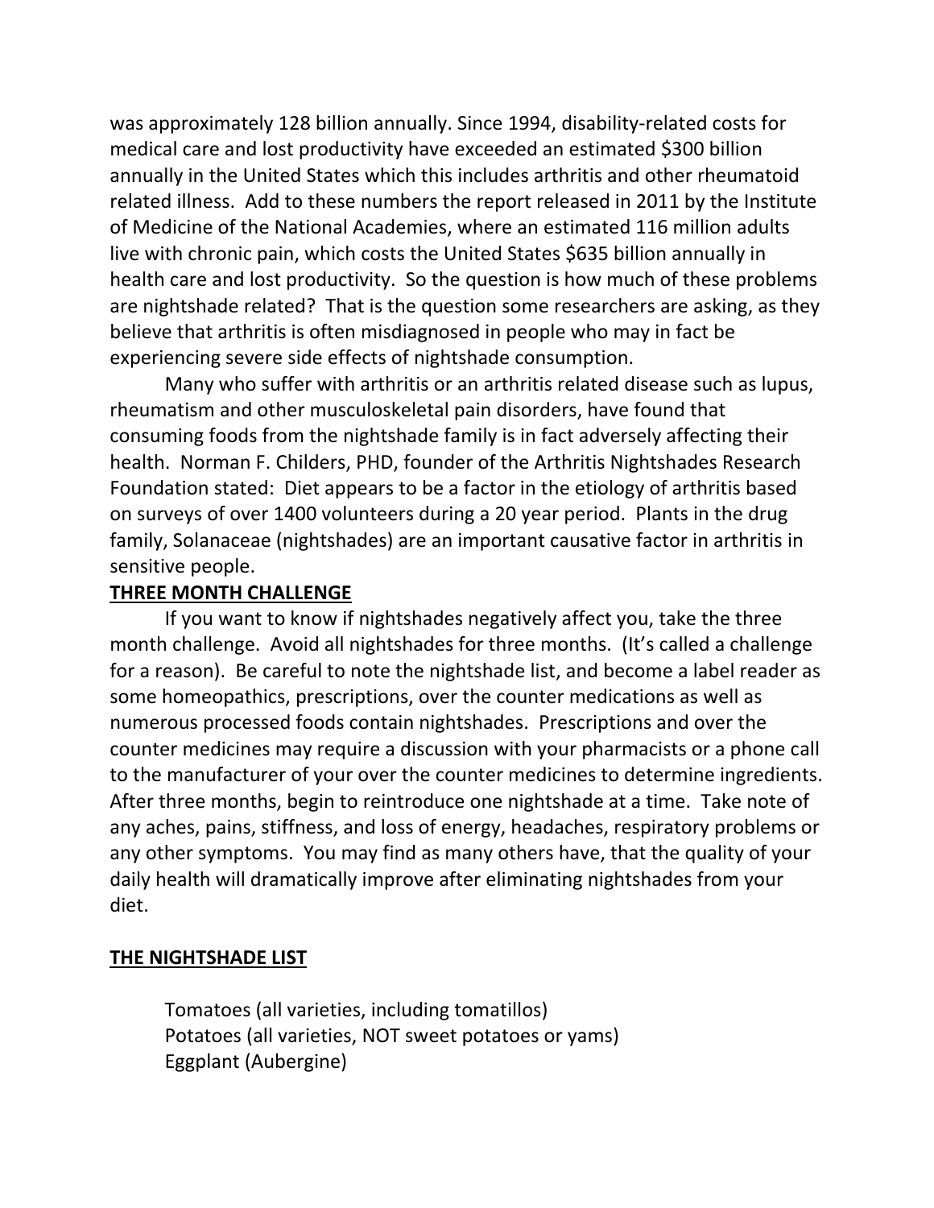was approximately 128 billion annually. Since 1994, disability-related costs for medical care and lost productivity have exceeded an estimated $300 billion annually in the United States which this includes arthritis and other rheumatoid related illness. Add to these numbers the report released in 2011 by the Institute of Medicine of the National Academies, where an estimated 116 million adults live with chronic pain, which costs the United States $635 billion annually in health care and lost productivity. So the question is how much of these problems are nightshade related? That is the question some researchers are asking, as they believe that arthritis is often misdiagnosed in people who may in fact be experiencing severe side effects of nightshade consumption.

Many who suffer with arthritis or an arthritis related disease such as lupus, rheumatism and other musculoskeletal pain disorders, have found that consuming foods from the nightshade family is in fact adversely affecting their health. Norman F. Childers, PHD, founder of the Arthritis Nightshades Research Foundation stated: Diet appears to be a factor in the etiology of arthritis based on surveys of over 1400 volunteers during a 20 year period. Plants in the drug family, Solanaceae (nightshades) are an important causative factor in arthritis in sensitive people.

## THREE MONTH CHALLENGE

If you want to know if nightshades negatively affect you, take the three month challenge. Avoid all nightshades for three months. (It's called a challenge for a reason). Be careful to note the nightshade list, and become a label reader as some homeopathics, prescriptions, over the counter medications as well as numerous processed foods contain nightshades. Prescriptions and over the counter medicines may require a discussion with your pharmacists or a phone call to the manufacturer of your over the counter medicines to determine ingredients. After three months, begin to reintroduce one nightshade at a time. Take note of any aches, pains, stiffness, and loss of energy, headaches, respiratory problems or any other symptoms. You may find as many others have, that the quality of your daily health will dramatically improve after eliminating nightshades from your diet.

## THE NIGHTSHADE LIST

Tomatoes (all varieties, including tomatillos)
Potatoes (all varieties, NOT sweet potatoes or yams)
Eggplant (Aubergine)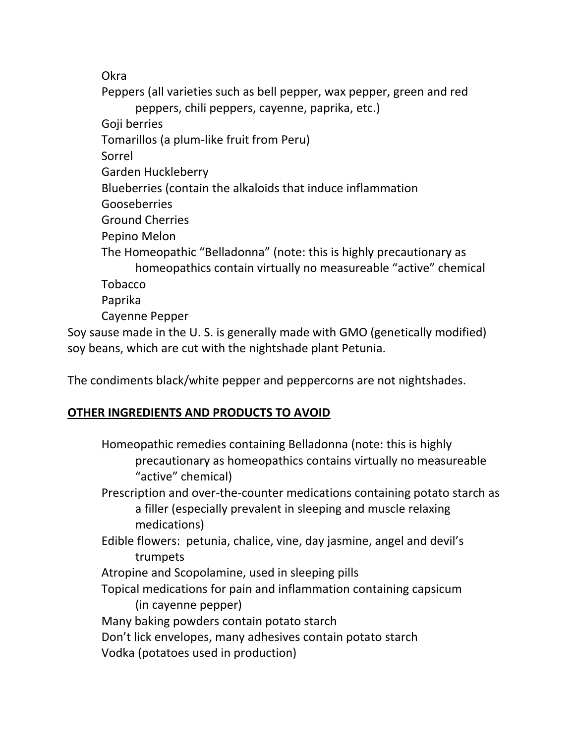- Okra
- Peppers (all varieties such as bell pepper, wax pepper, green and red peppers, chili peppers, cayenne, paprika, etc.)
- Goji berries
- Tomarillos (a plum-like fruit from Peru)
- Sorrel
- Garden Huckleberry
- Blueberries (contain the alkaloids that induce inflammation
- Gooseberries
- Ground Cherries
- Pepino Melon
- The Homeopathic "Belladonna" (note: this is highly precautionary as homeopathics contain virtually no measureable "active" chemical
- Tobacco
- Paprika
- Cayenne Pepper

Soy sause made in the U. S. is generally made with GMO (genetically modified) soy beans, which are cut with the nightshade plant Petunia.

The condiments black/white pepper and peppercorns are not nightshades.

## <u>OTHER INGREDIENTS AND PRODUCTS TO AVOID</u>

- Homeopathic remedies containing Belladonna (note: this is highly precautionary as homeopathics contains virtually no measureable "active" chemical)
- Prescription and over-the-counter medications containing potato starch as a filler (especially prevalent in sleeping and muscle relaxing medications)
- Edible flowers: petunia, chalice, vine, day jasmine, angel and devil's trumpets
- Atropine and Scopolamine, used in sleeping pills
- Topical medications for pain and inflammation containing capsicum (in cayenne pepper)
- Many baking powders contain potato starch
- Don't lick envelopes, many adhesives contain potato starch
- Vodka (potatoes used in production)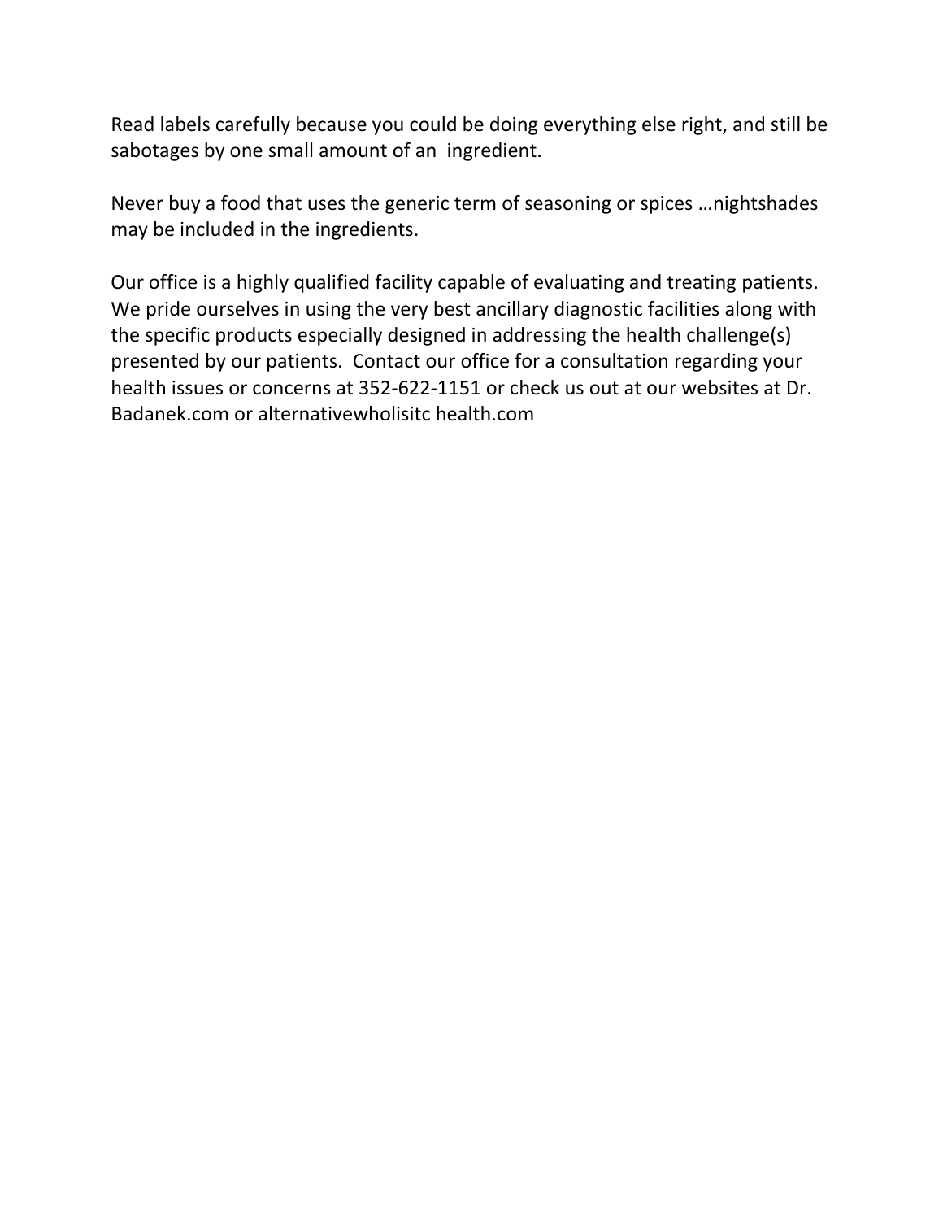Read labels carefully because you could be doing everything else right, and still be sabotages by one small amount of an  ingredient.

Never buy a food that uses the generic term of seasoning or spices …nightshades may be included in the ingredients.

Our office is a highly qualified facility capable of evaluating and treating patients. We pride ourselves in using the very best ancillary diagnostic facilities along with the specific products especially designed in addressing the health challenge(s) presented by our patients.  Contact our office for a consultation regarding your health issues or concerns at 352-622-1151 or check us out at our websites at Dr. Badanek.com or alternativewholisitc health.com